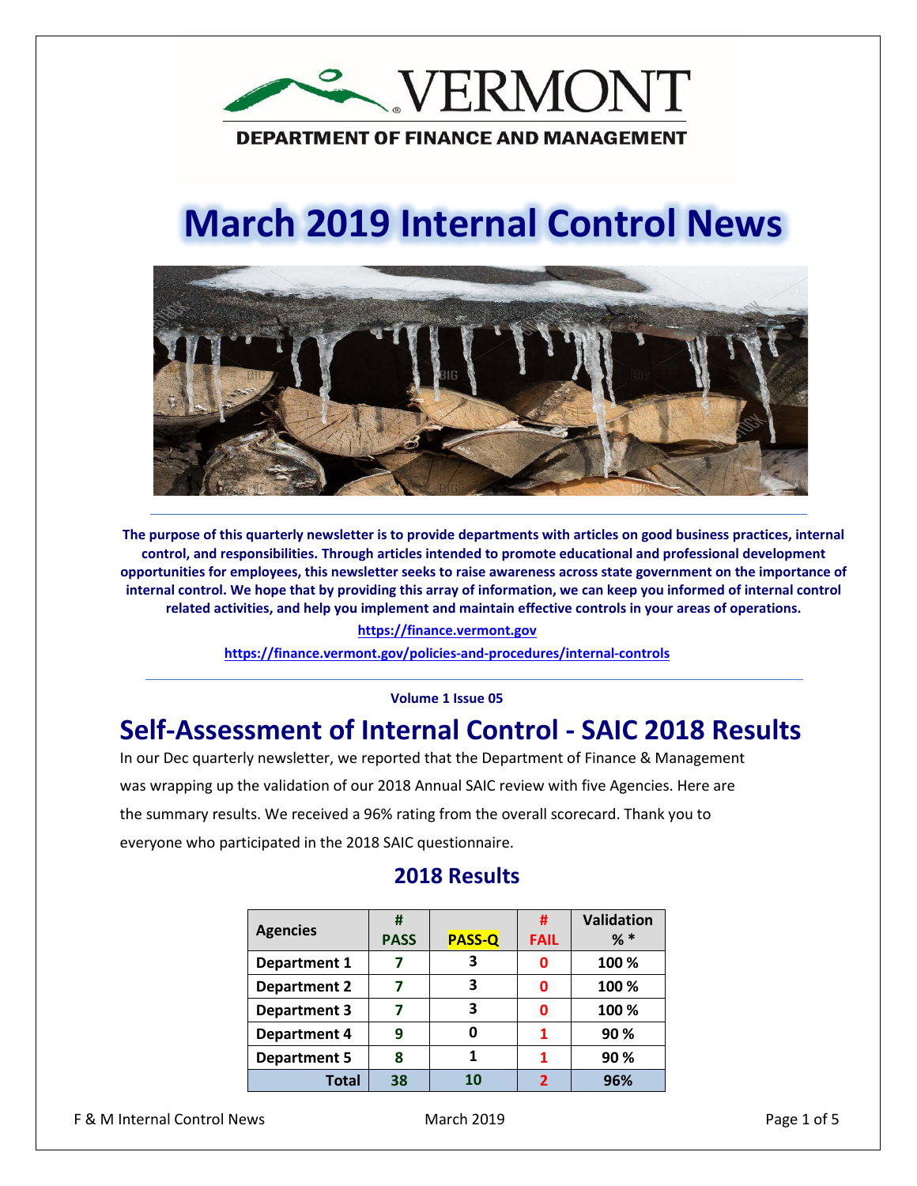VERMONT

DEPARTMENT OF FINANCE AND MANAGEMENT

# March 2019 Internal Control News

**The purpose of this quarterly newsletter is to provide departments with articles on good business practices, internal control, and responsibilities. Through articles intended to promote educational and professional development opportunities for employees, this newsletter seeks to raise awareness across state government on the importance of internal control. We hope that by providing this array of information, we can keep you informed of internal control related activities, and help you implement and maintain effective controls in your areas of operations.**

https://finance.vermont.gov

https://finance.vermont.gov/policies-and-procedures/internal-controls

**Volume 1 Issue 05**

## Self-Assessment of Internal Control - SAIC 2018 Results

In our Dec quarterly newsletter, we reported that the Department of Finance & Management was wrapping up the validation of our 2018 Annual SAIC review with five Agencies. Here are the summary results. We received a 96% rating from the overall scorecard. Thank you to everyone who participated in the 2018 SAIC questionnaire.

### 2018 Results

| Agencies | # PASS | PASS-Q | # FAIL | Validation % * |
|---|---|---|---|---|
| Department 1 | 7 | 3 | 0 | 100 % |
| Department 2 | 7 | 3 | 0 | 100 % |
| Department 3 | 7 | 3 | 0 | 100 % |
| Department 4 | 9 | 0 | 1 | 90 % |
| Department 5 | 8 | 1 | 1 | 90 % |
| **Total** | **38** | **10** | **2** | **96%** |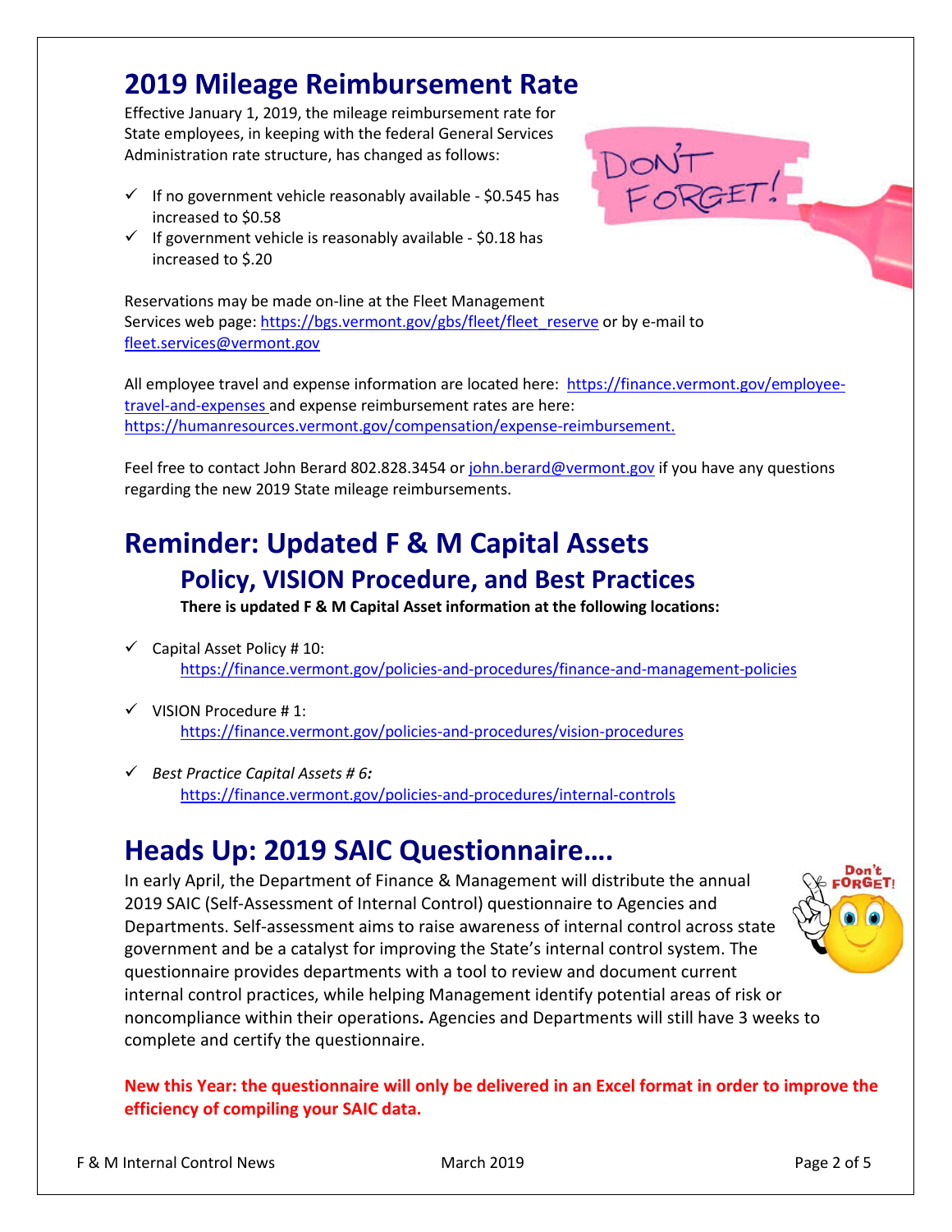# 2019 Mileage Reimbursement Rate

Effective January 1, 2019, the mileage reimbursement rate for State employees, in keeping with the federal General Services Administration rate structure, has changed as follows:

- ✓ If no government vehicle reasonably available - $0.545 has increased to $0.58
- ✓ If government vehicle is reasonably available - $0.18 has increased to $.20

Reservations may be made on-line at the Fleet Management Services web page: https://bgs.vermont.gov/gbs/fleet/fleet_reserve or by e-mail to fleet.services@vermont.gov

All employee travel and expense information are located here: https://finance.vermont.gov/employee-travel-and-expenses and expense reimbursement rates are here: https://humanresources.vermont.gov/compensation/expense-reimbursement.

Feel free to contact John Berard 802.828.3454 or john.berard@vermont.gov if you have any questions regarding the new 2019 State mileage reimbursements.

# Reminder: Updated F & M Capital Assets

## Policy, VISION Procedure, and Best Practices

**There is updated F & M Capital Asset information at the following locations:**

- ✓ Capital Asset Policy # 10:
  https://finance.vermont.gov/policies-and-procedures/finance-and-management-policies
- ✓ VISION Procedure # 1:
  https://finance.vermont.gov/policies-and-procedures/vision-procedures
- ✓ *Best Practice Capital Assets # 6:*
  https://finance.vermont.gov/policies-and-procedures/internal-controls

# Heads Up: 2019 SAIC Questionnaire….

In early April, the Department of Finance & Management will distribute the annual 2019 SAIC (Self-Assessment of Internal Control) questionnaire to Agencies and Departments. Self-assessment aims to raise awareness of internal control across state government and be a catalyst for improving the State's internal control system. The questionnaire provides departments with a tool to review and document current internal control practices, while helping Management identify potential areas of risk or noncompliance within their operations**.** Agencies and Departments will still have 3 weeks to complete and certify the questionnaire.

**New this Year: the questionnaire will only be delivered in an Excel format in order to improve the efficiency of compiling your SAIC data.**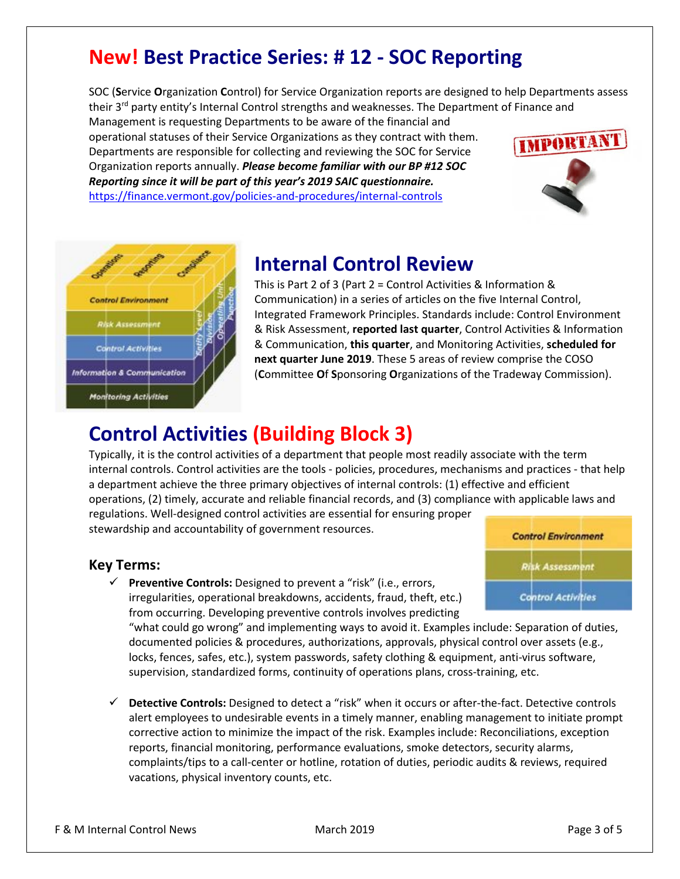# **New!** Best Practice Series: # 12 - SOC Reporting

SOC (**S**ervice **O**rganization **C**ontrol) for Service Organization reports are designed to help Departments assess their 3rd party entity's Internal Control strengths and weaknesses. The Department of Finance and Management is requesting Departments to be aware of the financial and operational statuses of their Service Organizations as they contract with them. Departments are responsible for collecting and reviewing the SOC for Service Organization reports annually. ***Please become familiar with our BP #12 SOC Reporting since it will be part of this year's 2019 SAIC questionnaire.*** https://finance.vermont.gov/policies-and-procedures/internal-controls

## Internal Control Review

This is Part 2 of 3 (Part 2 = Control Activities & Information & Communication) in a series of articles on the five Internal Control, Integrated Framework Principles. Standards include: Control Environment & Risk Assessment, **reported last quarter**, Control Activities & Information & Communication, **this quarter**, and Monitoring Activities, **scheduled for next quarter June 2019**. These 5 areas of review comprise the COSO (**C**ommittee **O**f **S**ponsoring **O**rganizations of the Tradeway Commission).

## Control Activities (Building Block 3)

Typically, it is the control activities of a department that people most readily associate with the term internal controls. Control activities are the tools - policies, procedures, mechanisms and practices - that help a department achieve the three primary objectives of internal controls: (1) effective and efficient operations, (2) timely, accurate and reliable financial records, and (3) compliance with applicable laws and regulations. Well-designed control activities are essential for ensuring proper stewardship and accountability of government resources.

### Key Terms:

- ✓ **Preventive Controls:** Designed to prevent a "risk" (i.e., errors, irregularities, operational breakdowns, accidents, fraud, theft, etc.) from occurring. Developing preventive controls involves predicting "what could go wrong" and implementing ways to avoid it. Examples include: Separation of duties, documented policies & procedures, authorizations, approvals, physical control over assets (e.g., locks, fences, safes, etc.), system passwords, safety clothing & equipment, anti-virus software, supervision, standardized forms, continuity of operations plans, cross-training, etc.

- ✓ **Detective Controls:** Designed to detect a "risk" when it occurs or after-the-fact. Detective controls alert employees to undesirable events in a timely manner, enabling management to initiate prompt corrective action to minimize the impact of the risk. Examples include: Reconciliations, exception reports, financial monitoring, performance evaluations, smoke detectors, security alarms, complaints/tips to a call-center or hotline, rotation of duties, periodic audits & reviews, required vacations, physical inventory counts, etc.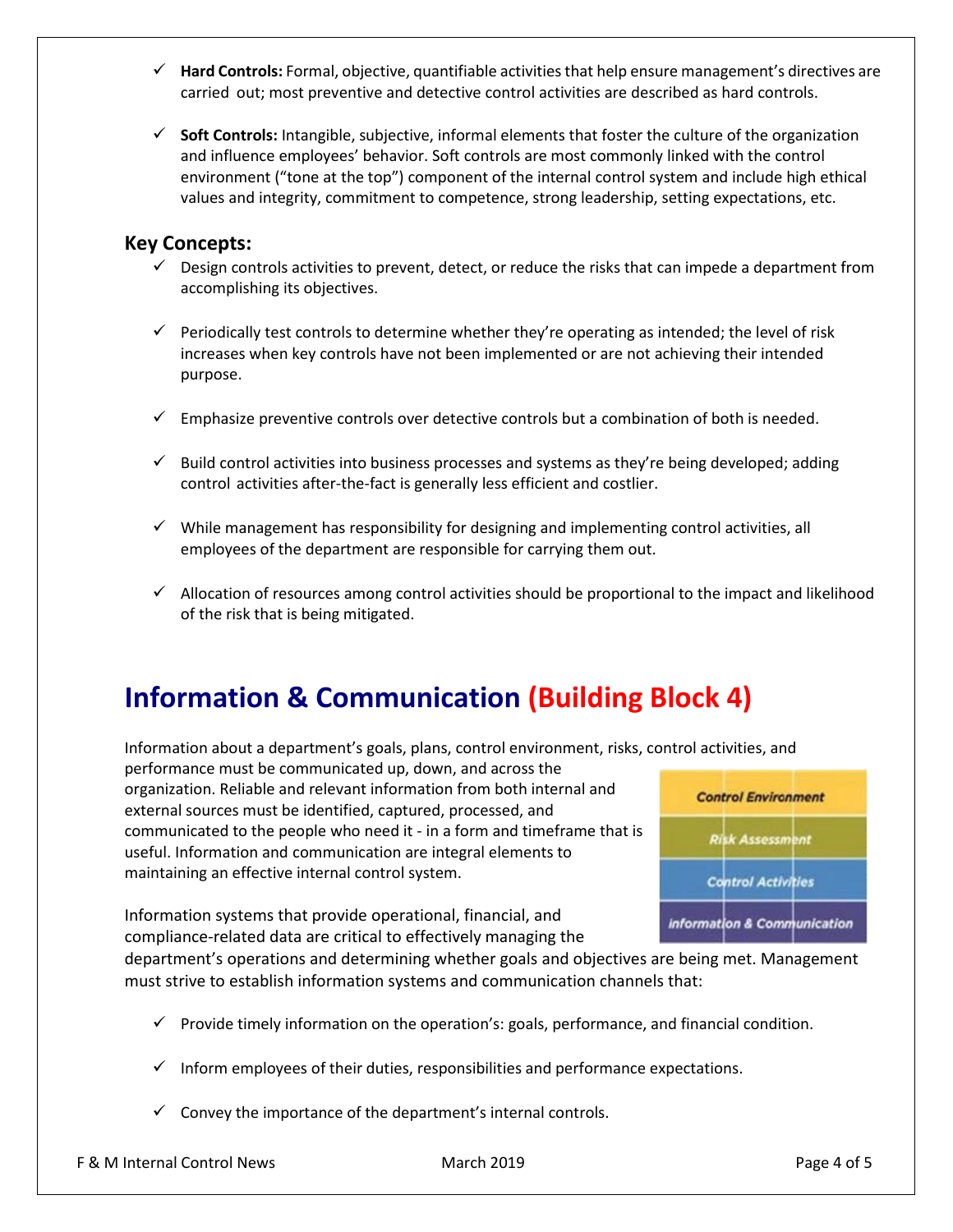- **Hard Controls:** Formal, objective, quantifiable activities that help ensure management's directives are carried out; most preventive and detective control activities are described as hard controls.

- **Soft Controls:** Intangible, subjective, informal elements that foster the culture of the organization and influence employees' behavior. Soft controls are most commonly linked with the control environment ("tone at the top") component of the internal control system and include high ethical values and integrity, commitment to competence, strong leadership, setting expectations, etc.

### Key Concepts:

- Design controls activities to prevent, detect, or reduce the risks that can impede a department from accomplishing its objectives.

- Periodically test controls to determine whether they're operating as intended; the level of risk increases when key controls have not been implemented or are not achieving their intended purpose.

- Emphasize preventive controls over detective controls but a combination of both is needed.

- Build control activities into business processes and systems as they're being developed; adding control activities after-the-fact is generally less efficient and costlier.

- While management has responsibility for designing and implementing control activities, all employees of the department are responsible for carrying them out.

- Allocation of resources among control activities should be proportional to the impact and likelihood of the risk that is being mitigated.

## Information & Communication (Building Block 4)

Information about a department's goals, plans, control environment, risks, control activities, and performance must be communicated up, down, and across the organization. Reliable and relevant information from both internal and external sources must be identified, captured, processed, and communicated to the people who need it - in a form and timeframe that is useful. Information and communication are integral elements to maintaining an effective internal control system.

Control Environment
Risk Assessment
Control Activities
Information & Communication

Information systems that provide operational, financial, and compliance-related data are critical to effectively managing the department's operations and determining whether goals and objectives are being met. Management must strive to establish information systems and communication channels that:

- Provide timely information on the operation's: goals, performance, and financial condition.

- Inform employees of their duties, responsibilities and performance expectations.

- Convey the importance of the department's internal controls.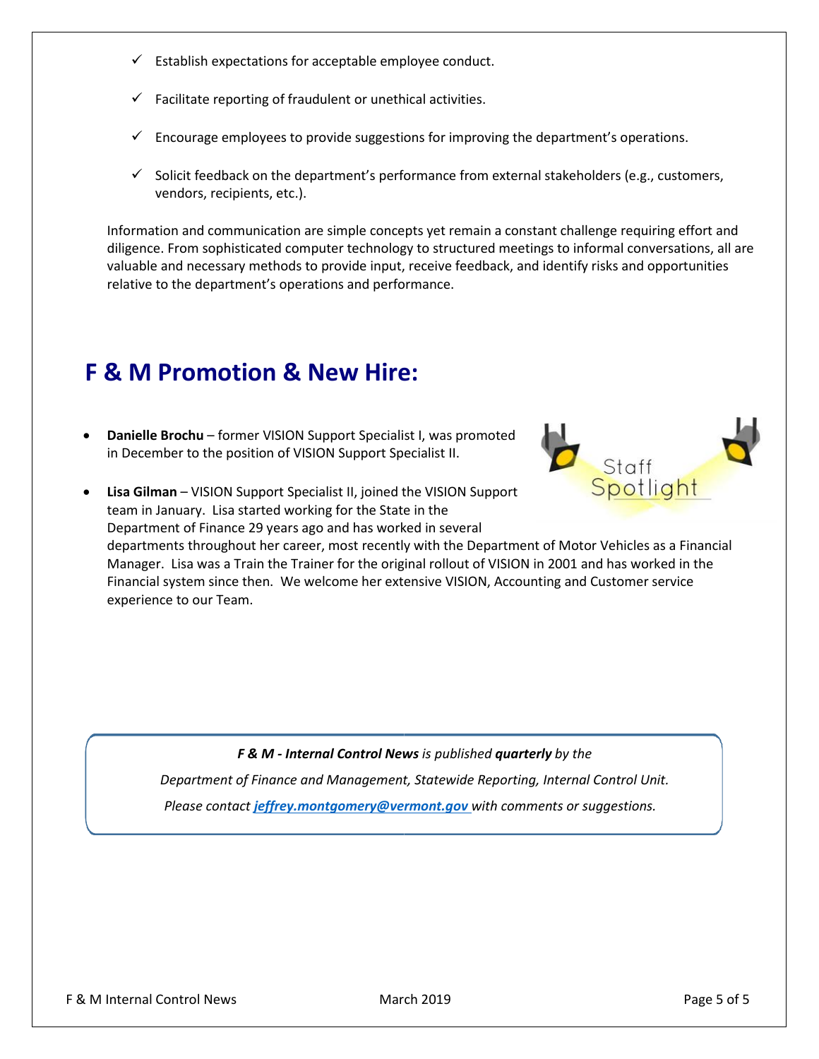- ✓ Establish expectations for acceptable employee conduct.
- ✓ Facilitate reporting of fraudulent or unethical activities.
- ✓ Encourage employees to provide suggestions for improving the department's operations.
- ✓ Solicit feedback on the department's performance from external stakeholders (e.g., customers, vendors, recipients, etc.).

Information and communication are simple concepts yet remain a constant challenge requiring effort and diligence. From sophisticated computer technology to structured meetings to informal conversations, all are valuable and necessary methods to provide input, receive feedback, and identify risks and opportunities relative to the department's operations and performance.

# F & M Promotion & New Hire:

Staff Spotlight

- **Danielle Brochu** – former VISION Support Specialist I, was promoted in December to the position of VISION Support Specialist II.
- **Lisa Gilman** – VISION Support Specialist II, joined the VISION Support team in January. Lisa started working for the State in the Department of Finance 29 years ago and has worked in several departments throughout her career, most recently with the Department of Motor Vehicles as a Financial Manager. Lisa was a Train the Trainer for the original rollout of VISION in 2001 and has worked in the Financial system since then. We welcome her extensive VISION, Accounting and Customer service experience to our Team.

***F & M - Internal Control News*** *is published* ***quarterly*** *by the*

*Department of Finance and Management, Statewide Reporting, Internal Control Unit.*

*Please contact* ***jeffrey.montgomery@vermont.gov*** *with comments or suggestions.*